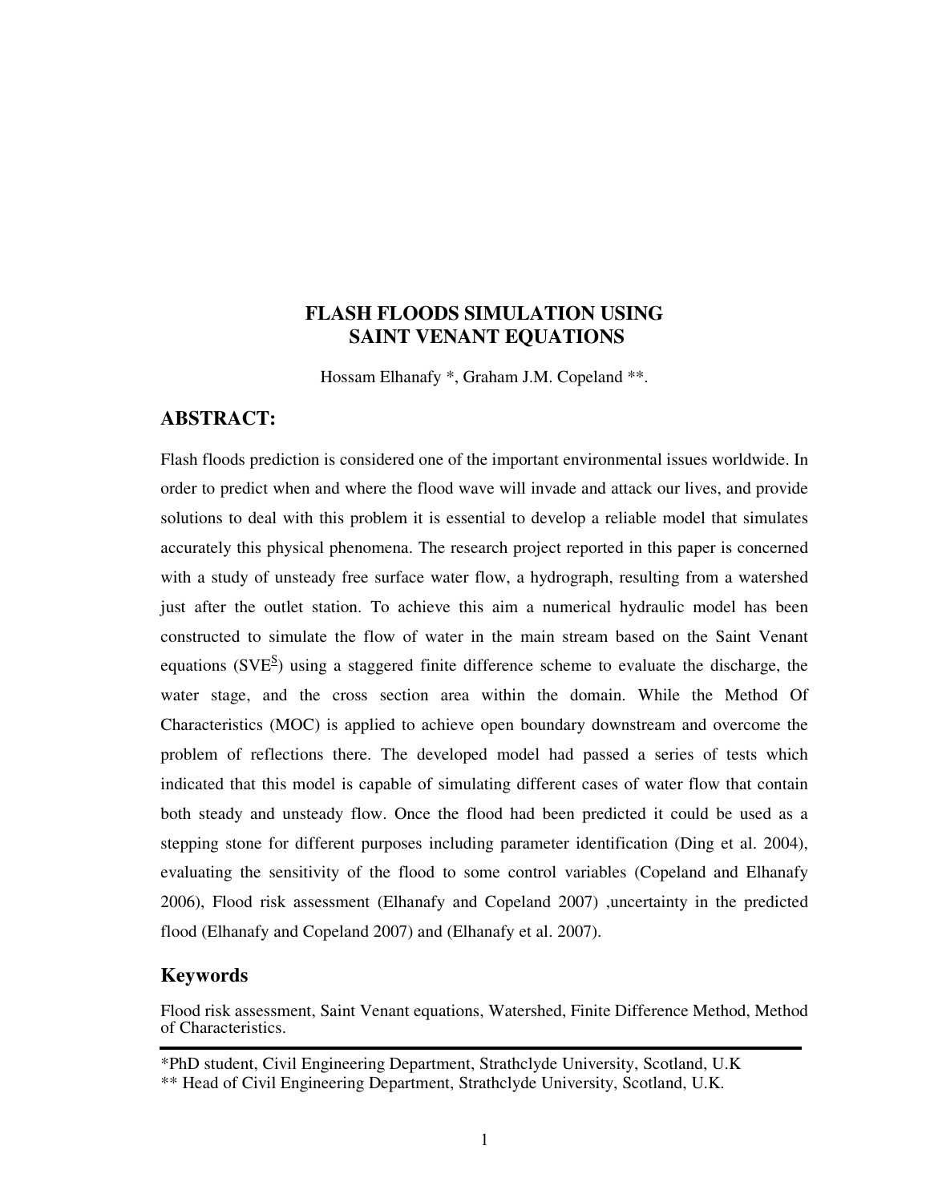# FLASH FLOODS SIMULATION USING SAINT VENANT EQUATIONS

Hossam Elhanafy *, Graham J.M. Copeland **.

## ABSTRACT:

Flash floods prediction is considered one of the important environmental issues worldwide. In order to predict when and where the flood wave will invade and attack our lives, and provide solutions to deal with this problem it is essential to develop a reliable model that simulates accurately this physical phenomena. The research project reported in this paper is concerned with a study of unsteady free surface water flow, a hydrograph, resulting from a watershed just after the outlet station. To achieve this aim a numerical hydraulic model has been constructed to simulate the flow of water in the main stream based on the Saint Venant equations ($SVE^{\underline{S}}$) using a staggered finite difference scheme to evaluate the discharge, the water stage, and the cross section area within the domain. While the Method Of Characteristics (MOC) is applied to achieve open boundary downstream and overcome the problem of reflections there. The developed model had passed a series of tests which indicated that this model is capable of simulating different cases of water flow that contain both steady and unsteady flow. Once the flood had been predicted it could be used as a stepping stone for different purposes including parameter identification (Ding et al. 2004), evaluating the sensitivity of the flood to some control variables (Copeland and Elhanafy 2006), Flood risk assessment (Elhanafy and Copeland 2007) ,uncertainty in the predicted flood (Elhanafy and Copeland 2007) and (Elhanafy et al. 2007).

## Keywords

Flood risk assessment, Saint Venant equations, Watershed, Finite Difference Method, Method of Characteristics.

---

*PhD student, Civil Engineering Department, Strathclyde University, Scotland, U.K

** Head of Civil Engineering Department, Strathclyde University, Scotland, U.K.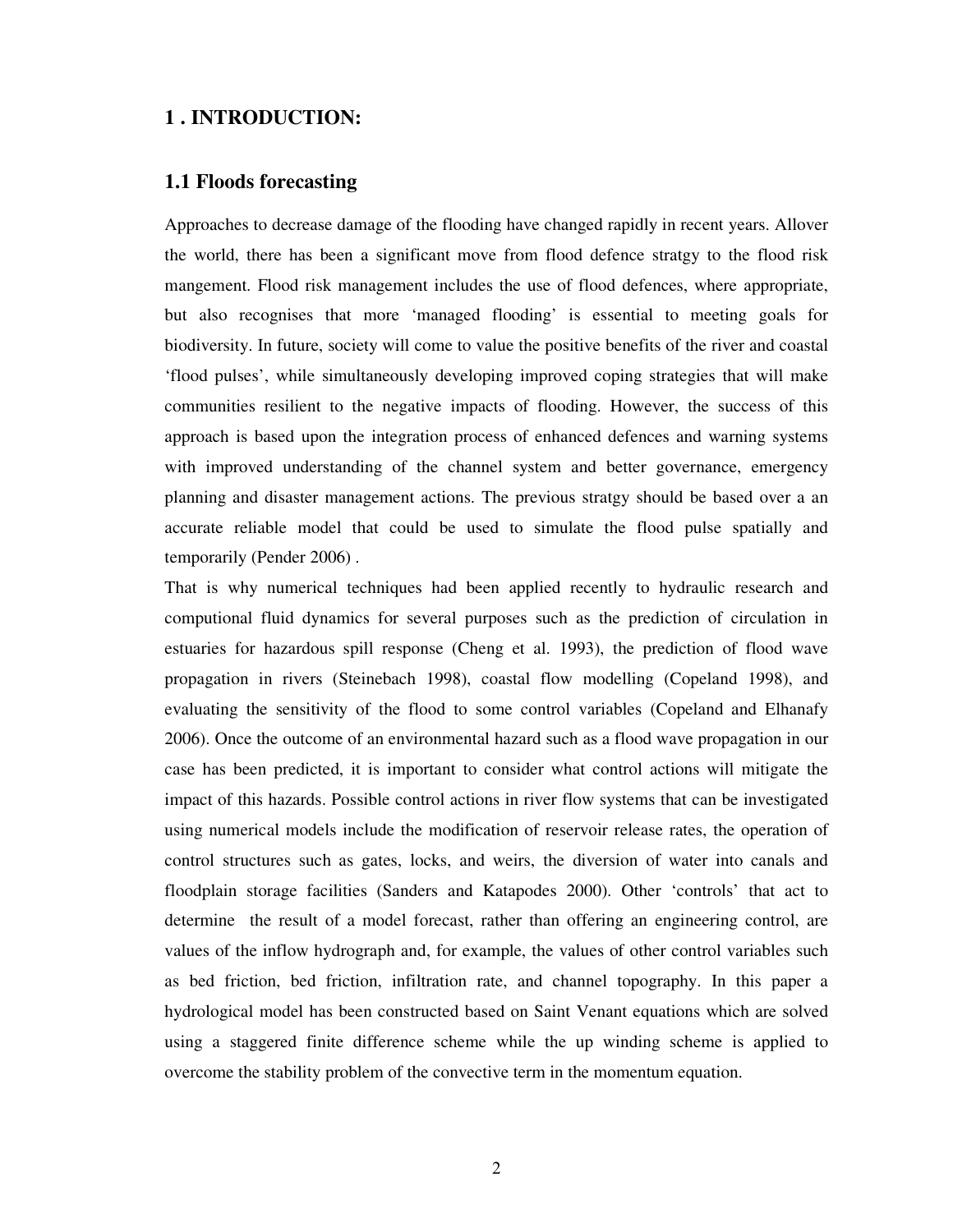## 1 . INTRODUCTION:

### 1.1 Floods forecasting

Approaches to decrease damage of the flooding have changed rapidly in recent years. Allover the world, there has been a significant move from flood defence stratgy to the flood risk mangement. Flood risk management includes the use of flood defences, where appropriate, but also recognises that more 'managed flooding' is essential to meeting goals for biodiversity. In future, society will come to value the positive benefits of the river and coastal 'flood pulses', while simultaneously developing improved coping strategies that will make communities resilient to the negative impacts of flooding. However, the success of this approach is based upon the integration process of enhanced defences and warning systems with improved understanding of the channel system and better governance, emergency planning and disaster management actions. The previous stratgy should be based over a an accurate reliable model that could be used to simulate the flood pulse spatially and temporarily (Pender 2006) .

That is why numerical techniques had been applied recently to hydraulic research and computional fluid dynamics for several purposes such as the prediction of circulation in estuaries for hazardous spill response (Cheng et al. 1993), the prediction of flood wave propagation in rivers (Steinebach 1998), coastal flow modelling (Copeland 1998), and evaluating the sensitivity of the flood to some control variables (Copeland and Elhanafy 2006). Once the outcome of an environmental hazard such as a flood wave propagation in our case has been predicted, it is important to consider what control actions will mitigate the impact of this hazards. Possible control actions in river flow systems that can be investigated using numerical models include the modification of reservoir release rates, the operation of control structures such as gates, locks, and weirs, the diversion of water into canals and floodplain storage facilities (Sanders and Katapodes 2000). Other 'controls' that act to determine the result of a model forecast, rather than offering an engineering control, are values of the inflow hydrograph and, for example, the values of other control variables such as bed friction, bed friction, infiltration rate, and channel topography. In this paper a hydrological model has been constructed based on Saint Venant equations which are solved using a staggered finite difference scheme while the up winding scheme is applied to overcome the stability problem of the convective term in the momentum equation.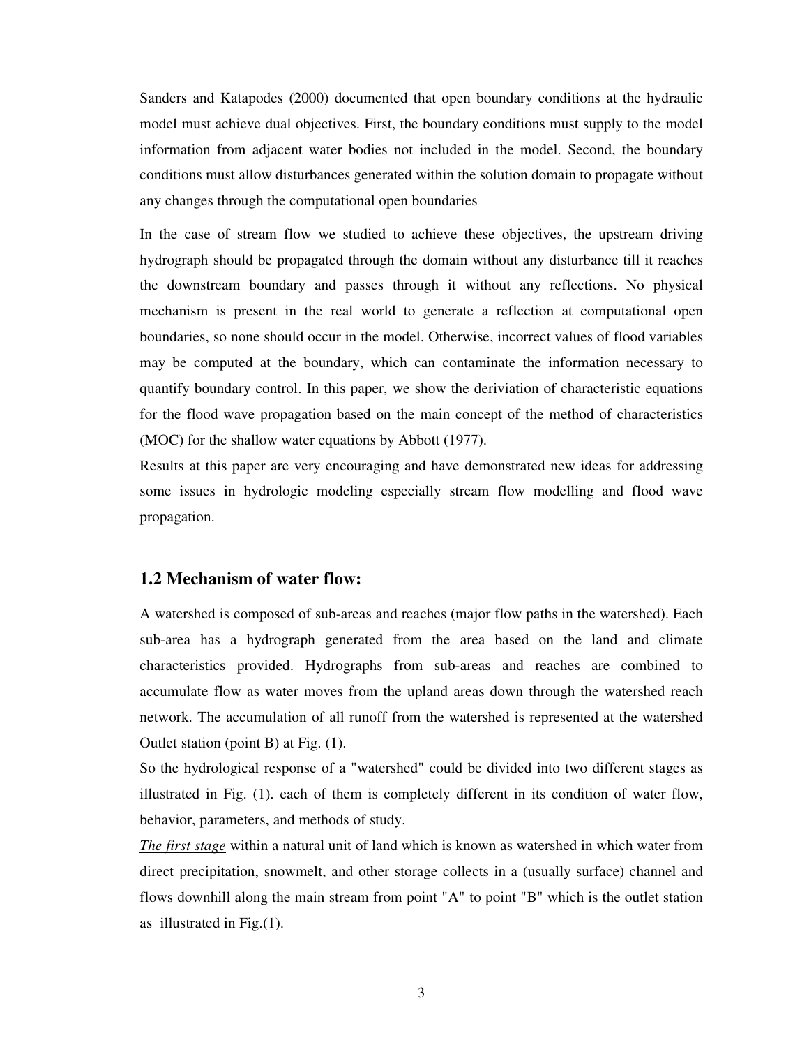Sanders and Katapodes (2000) documented that open boundary conditions at the hydraulic model must achieve dual objectives. First, the boundary conditions must supply to the model information from adjacent water bodies not included in the model. Second, the boundary conditions must allow disturbances generated within the solution domain to propagate without any changes through the computational open boundaries

In the case of stream flow we studied to achieve these objectives, the upstream driving hydrograph should be propagated through the domain without any disturbance till it reaches the downstream boundary and passes through it without any reflections. No physical mechanism is present in the real world to generate a reflection at computational open boundaries, so none should occur in the model. Otherwise, incorrect values of flood variables may be computed at the boundary, which can contaminate the information necessary to quantify boundary control. In this paper, we show the deriviation of characteristic equations for the flood wave propagation based on the main concept of the method of characteristics (MOC) for the shallow water equations by Abbott (1977).

Results at this paper are very encouraging and have demonstrated new ideas for addressing some issues in hydrologic modeling especially stream flow modelling and flood wave propagation.

## 1.2 Mechanism of water flow:

A watershed is composed of sub-areas and reaches (major flow paths in the watershed). Each sub-area has a hydrograph generated from the area based on the land and climate characteristics provided. Hydrographs from sub-areas and reaches are combined to accumulate flow as water moves from the upland areas down through the watershed reach network. The accumulation of all runoff from the watershed is represented at the watershed Outlet station (point B) at Fig. (1).

So the hydrological response of a "watershed" could be divided into two different stages as illustrated in Fig. (1). each of them is completely different in its condition of water flow, behavior, parameters, and methods of study.

*The first stage* within a natural unit of land which is known as watershed in which water from direct precipitation, snowmelt, and other storage collects in a (usually surface) channel and flows downhill along the main stream from point "A" to point "B" which is the outlet station as illustrated in Fig.(1).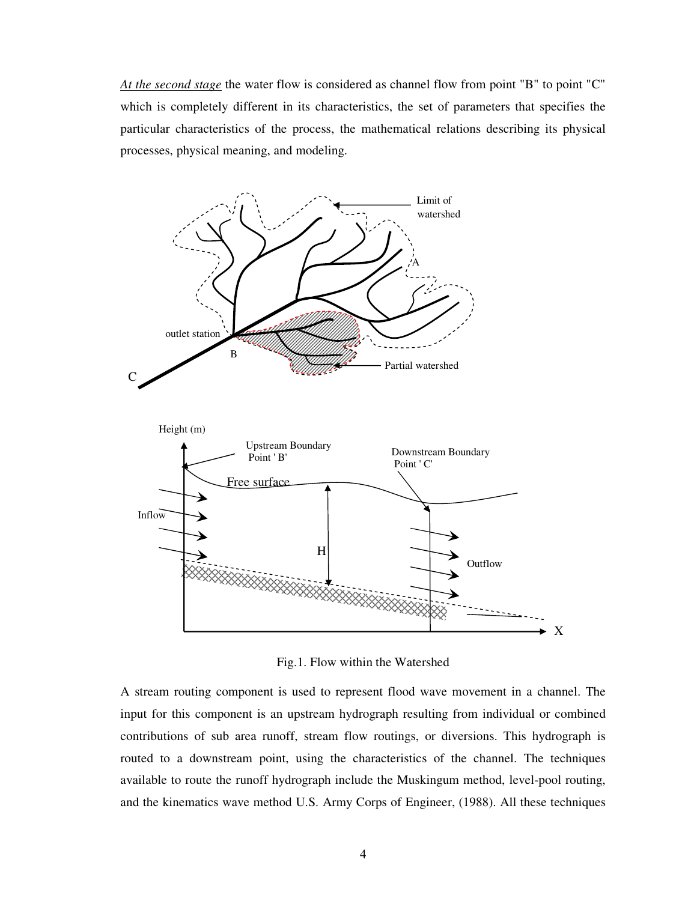*At the second stage* the water flow is considered as channel flow from point "B" to point "C" which is completely different in its characteristics, the set of parameters that specifies the particular characteristics of the process, the mathematical relations describing its physical processes, physical meaning, and modeling.

Fig.1. Flow within the Watershed

A stream routing component is used to represent flood wave movement in a channel. The input for this component is an upstream hydrograph resulting from individual or combined contributions of sub area runoff, stream flow routings, or diversions. This hydrograph is routed to a downstream point, using the characteristics of the channel. The techniques available to route the runoff hydrograph include the Muskingum method, level-pool routing, and the kinematics wave method U.S. Army Corps of Engineer, (1988). All these techniques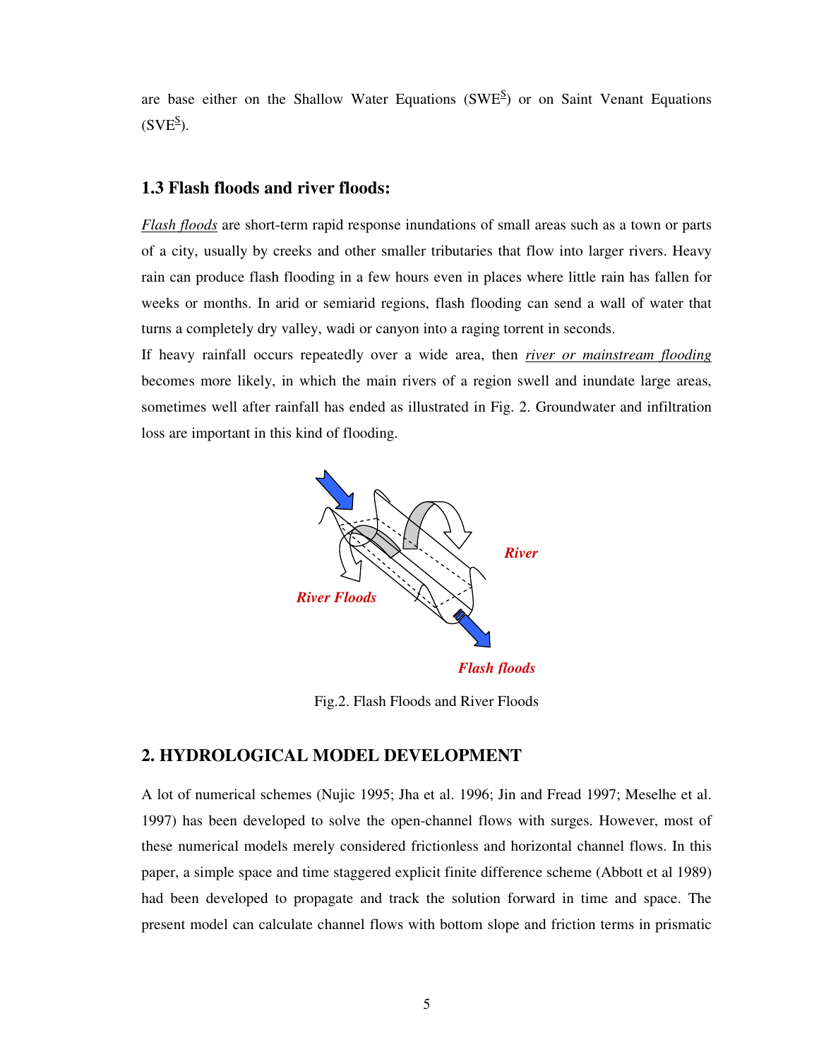are base either on the Shallow Water Equations (SWE$^{\underline{S}}$) or on Saint Venant Equations (SVE$^{\underline{S}}$).

### 1.3 Flash floods and river floods:

*Flash floods* are short-term rapid response inundations of small areas such as a town or parts of a city, usually by creeks and other smaller tributaries that flow into larger rivers. Heavy rain can produce flash flooding in a few hours even in places where little rain has fallen for weeks or months. In arid or semiarid regions, flash flooding can send a wall of water that turns a completely dry valley, wadi or canyon into a raging torrent in seconds.

If heavy rainfall occurs repeatedly over a wide area, then *river or mainstream flooding* becomes more likely, in which the main rivers of a region swell and inundate large areas, sometimes well after rainfall has ended as illustrated in Fig. 2. Groundwater and infiltration loss are important in this kind of flooding.

River

River Floods

Flash floods

Fig.2. Flash Floods and River Floods

## 2. HYDROLOGICAL MODEL DEVELOPMENT

A lot of numerical schemes (Nujic 1995; Jha et al. 1996; Jin and Fread 1997; Meselhe et al. 1997) has been developed to solve the open-channel flows with surges. However, most of these numerical models merely considered frictionless and horizontal channel flows. In this paper, a simple space and time staggered explicit finite difference scheme (Abbott et al 1989) had been developed to propagate and track the solution forward in time and space. The present model can calculate channel flows with bottom slope and friction terms in prismatic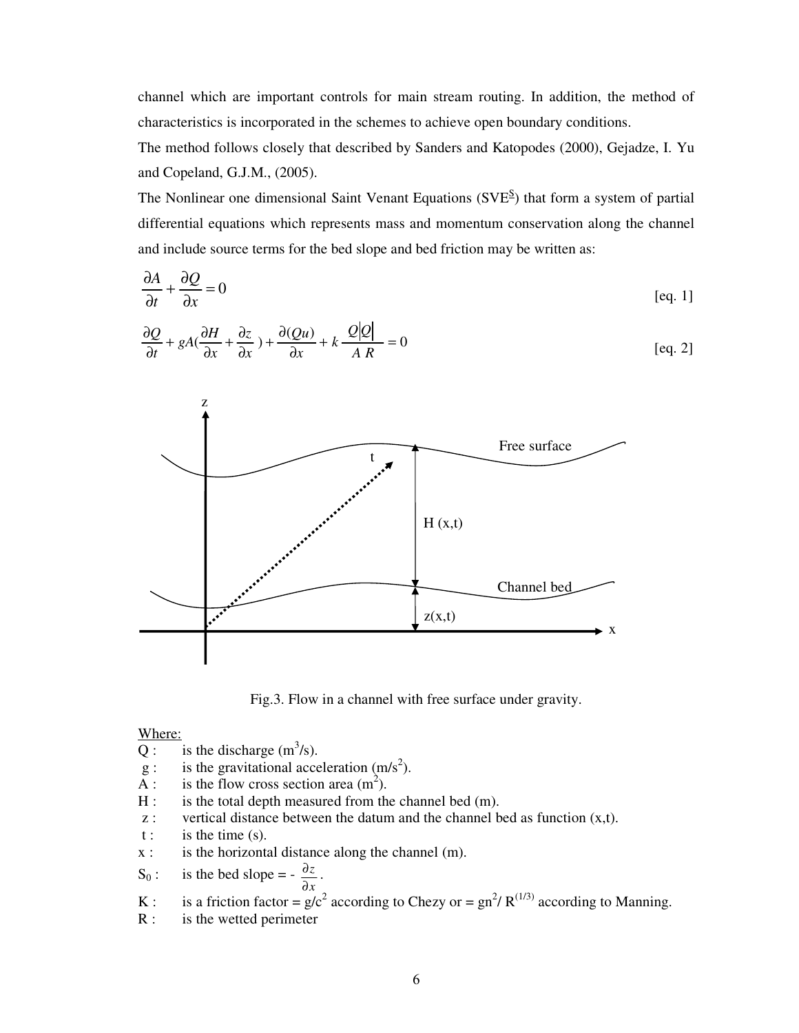channel which are important controls for main stream routing. In addition, the method of characteristics is incorporated in the schemes to achieve open boundary conditions.

The method follows closely that described by Sanders and Katopodes (2000), Gejadze, I. Yu and Copeland, G.J.M., (2005).

The Nonlinear one dimensional Saint Venant Equations (SVE$\underline{^{S}}$) that form a system of partial differential equations which represents mass and momentum conservation along the channel and include source terms for the bed slope and bed friction may be written as:

$$\frac{\partial A}{\partial t} + \frac{\partial Q}{\partial x} = 0 \qquad \text{[eq. 1]}$$

$$\frac{\partial Q}{\partial t} + gA\left(\frac{\partial H}{\partial x} + \frac{\partial z}{\partial x}\right) + \frac{\partial (Qu)}{\partial x} + k\frac{Q|Q|}{A\,R} = 0 \qquad \text{[eq. 2]}$$

Fig.3. Flow in a channel with free surface under gravity.

<u>Where:</u>

- Q : is the discharge ($m^3$/s).
- g : is the gravitational acceleration ($m/s^2$).
- A : is the flow cross section area ($m^2$).
- H : is the total depth measured from the channel bed (m).
- z : vertical distance between the datum and the channel bed as function (x,t).
- t : is the time (s).
- x : is the horizontal distance along the channel (m).
- $S_0$ : is the bed slope = $-\frac{\partial z}{\partial x}$.
- K : is a friction factor = $g/c^2$ according to Chezy or = $gn^2/R^{(1/3)}$ according to Manning.
- R : is the wetted perimeter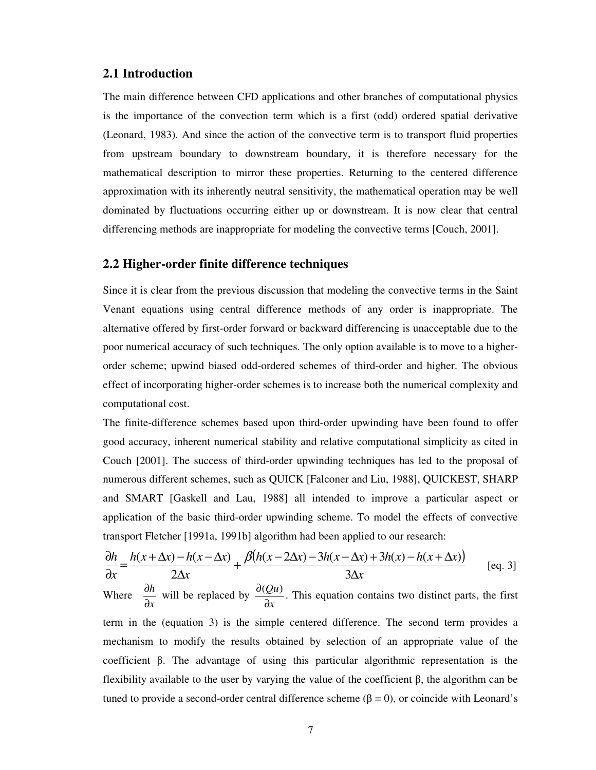## 2.1 Introduction

The main difference between CFD applications and other branches of computational physics is the importance of the convection term which is a first (odd) ordered spatial derivative (Leonard, 1983). And since the action of the convective term is to transport fluid properties from upstream boundary to downstream boundary, it is therefore necessary for the mathematical description to mirror these properties. Returning to the centered difference approximation with its inherently neutral sensitivity, the mathematical operation may be well dominated by fluctuations occurring either up or downstream. It is now clear that central differencing methods are inappropriate for modeling the convective terms [Couch, 2001].

## 2.2 Higher-order finite difference techniques

Since it is clear from the previous discussion that modeling the convective terms in the Saint Venant equations using central difference methods of any order is inappropriate. The alternative offered by first-order forward or backward differencing is unacceptable due to the poor numerical accuracy of such techniques. The only option available is to move to a higher-order scheme; upwind biased odd-ordered schemes of third-order and higher. The obvious effect of incorporating higher-order schemes is to increase both the numerical complexity and computational cost.

The finite-difference schemes based upon third-order upwinding have been found to offer good accuracy, inherent numerical stability and relative computational simplicity as cited in Couch [2001]. The success of third-order upwinding techniques has led to the proposal of numerous different schemes, such as QUICK [Falconer and Liu, 1988], QUICKEST, SHARP and SMART [Gaskell and Lau, 1988] all intended to improve a particular aspect or application of the basic third-order upwinding scheme. To model the effects of convective transport Fletcher [1991a, 1991b] algorithm had been applied to our research:

$$\frac{\partial h}{\partial x}=\frac{h(x+\Delta x)-h(x-\Delta x)}{2\Delta x}+\frac{\beta\big(h(x-2\Delta x)-3h(x-\Delta x)+3h(x)-h(x+\Delta x)\big)}{3\Delta x} \qquad \text{[eq. 3]}$$

Where $\frac{\partial h}{\partial x}$ will be replaced by $\frac{\partial (Qu)}{\partial x}$. This equation contains two distinct parts, the first term in the (equation 3) is the simple centered difference. The second term provides a mechanism to modify the results obtained by selection of an appropriate value of the coefficient β. The advantage of using this particular algorithmic representation is the flexibility available to the user by varying the value of the coefficient β, the algorithm can be tuned to provide a second-order central difference scheme (β = 0), or coincide with Leonard's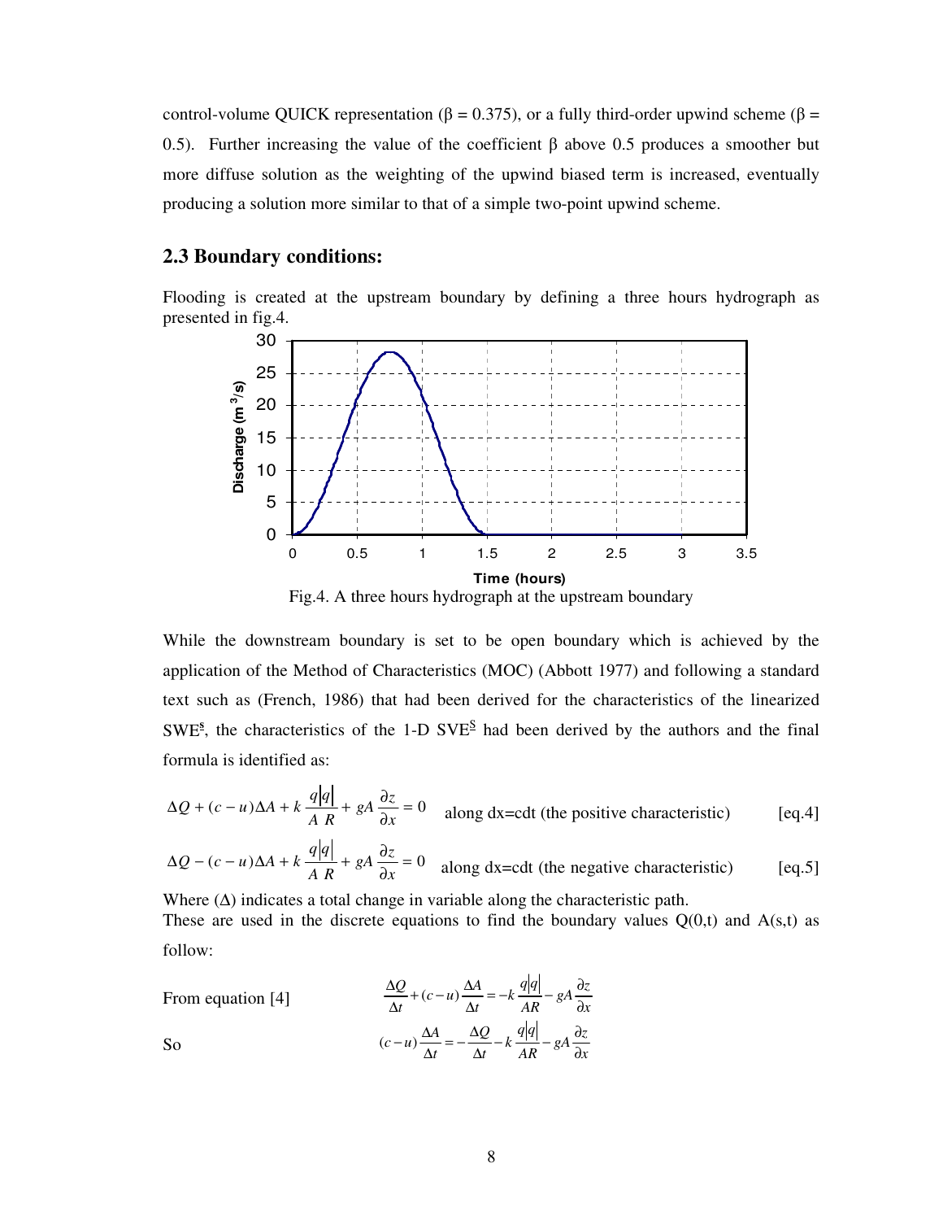control-volume QUICK representation ($\beta = 0.375$), or a fully third-order upwind scheme ($\beta = 0.5$). Further increasing the value of the coefficient $\beta$ above 0.5 produces a smoother but more diffuse solution as the weighting of the upwind biased term is increased, eventually producing a solution more similar to that of a simple two-point upwind scheme.

## 2.3 Boundary conditions:

Flooding is created at the upstream boundary by defining a three hours hydrograph as presented in fig.4.

Fig.4. A three hours hydrograph at the upstream boundary

While the downstream boundary is set to be open boundary which is achieved by the application of the Method of Characteristics (MOC) (Abbott 1977) and following a standard text such as (French, 1986) that had been derived for the characteristics of the linearized SWE$^{\underline{s}}$, the characteristics of the 1-D SVE$^{\underline{S}}$ had been derived by the authors and the final formula is identified as:

$$\Delta Q + (c-u)\Delta A + k\frac{q|q|}{A\ R} + gA\frac{\partial z}{\partial x} = 0 \quad \text{along dx=cdt (the positive characteristic)} \qquad \text{[eq.4]}$$

$$\Delta Q - (c-u)\Delta A + k\frac{q|q|}{A\ R} + gA\frac{\partial z}{\partial x} = 0 \quad \text{along dx=cdt (the negative characteristic)} \qquad \text{[eq.5]}$$

Where ($\Delta$) indicates a total change in variable along the characteristic path.
These are used in the discrete equations to find the boundary values Q(0,t) and A(s,t) as follow:

From equation [4]

$$\frac{\Delta Q}{\Delta t} + (c-u)\frac{\Delta A}{\Delta t} = -k\frac{q|q|}{AR} - gA\frac{\partial z}{\partial x}$$

So

$$(c-u)\frac{\Delta A}{\Delta t} = -\frac{\Delta Q}{\Delta t} - k\frac{q|q|}{AR} - gA\frac{\partial z}{\partial x}$$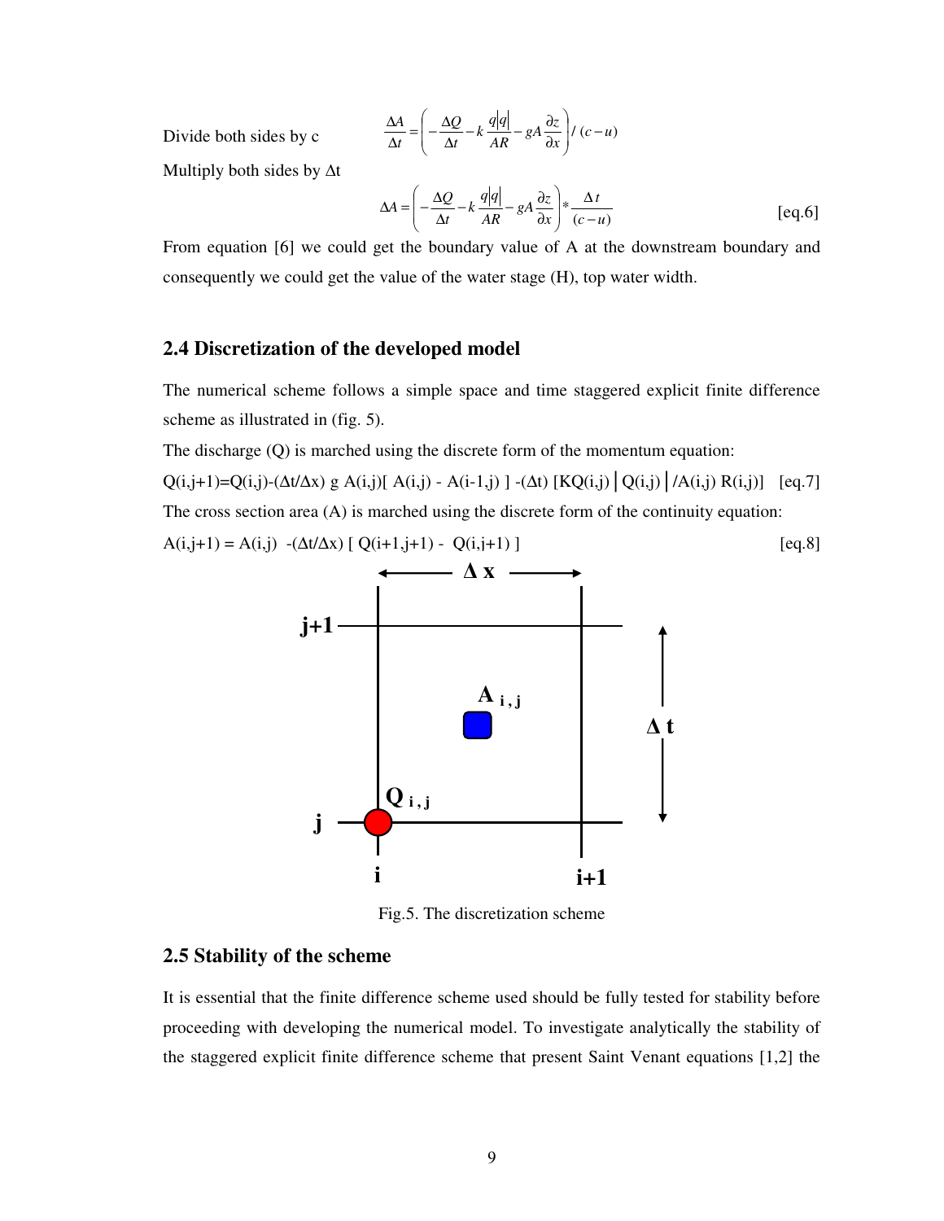Divide both sides by c $\qquad \dfrac{\Delta A}{\Delta t} = \left( -\dfrac{\Delta Q}{\Delta t} - k\dfrac{q|q|}{AR} - gA\dfrac{\partial z}{\partial x} \right) / \,(c-u)$

Multiply both sides by $\Delta t$

$$\Delta A = \left( -\frac{\Delta Q}{\Delta t} - k\frac{q|q|}{AR} - gA\frac{\partial z}{\partial x} \right) * \frac{\Delta t}{(c-u)} \qquad \text{[eq.6]}$$

From equation [6] we could get the boundary value of A at the downstream boundary and consequently we could get the value of the water stage (H), top water width.

## 2.4 Discretization of the developed model

The numerical scheme follows a simple space and time staggered explicit finite difference scheme as illustrated in (fig. 5).

The discharge (Q) is marched using the discrete form of the momentum equation:

$$Q(i,j+1)=Q(i,j)-(\Delta t/\Delta x)\, g\, A(i,j)[\, A(i,j) - A(i-1,j)\,] -(\Delta t)\, [KQ(i,j)\,|\,Q(i,j)\,|\,/A(i,j)\, R(i,j)] \qquad \text{[eq.7]}$$

The cross section area (A) is marched using the discrete form of the continuity equation:

$$A(i,j+1) = A(i,j) - (\Delta t/\Delta x)\, [\, Q(i+1,j+1) - Q(i,j+1)\,] \qquad \text{[eq.8]}$$

Fig.5. The discretization scheme

## 2.5 Stability of the scheme

It is essential that the finite difference scheme used should be fully tested for stability before proceeding with developing the numerical model. To investigate analytically the stability of the staggered explicit finite difference scheme that present Saint Venant equations [1,2] the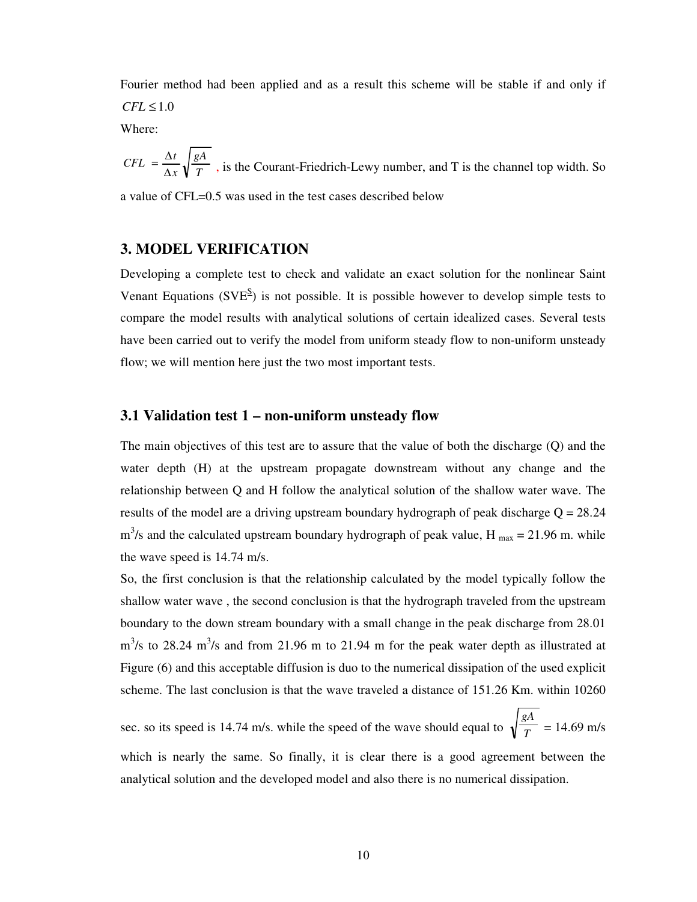Fourier method had been applied and as a result this scheme will be stable if and only if $CFL \leq 1.0$

Where:

$CFL = \frac{\Delta t}{\Delta x}\sqrt{\frac{gA}{T}}$ , is the Courant-Friedrich-Lewy number, and T is the channel top width. So a value of CFL=0.5 was used in the test cases described below

## 3. MODEL VERIFICATION

Developing a complete test to check and validate an exact solution for the nonlinear Saint Venant Equations (SVE$^{S}$) is not possible. It is possible however to develop simple tests to compare the model results with analytical solutions of certain idealized cases. Several tests have been carried out to verify the model from uniform steady flow to non-uniform unsteady flow; we will mention here just the two most important tests.

### 3.1 Validation test 1 – non-uniform unsteady flow

The main objectives of this test are to assure that the value of both the discharge (Q) and the water depth (H) at the upstream propagate downstream without any change and the relationship between Q and H follow the analytical solution of the shallow water wave. The results of the model are a driving upstream boundary hydrograph of peak discharge Q = 28.24 $m^3/s$ and the calculated upstream boundary hydrograph of peak value, $H_{max}$ = 21.96 m. while the wave speed is 14.74 m/s.

So, the first conclusion is that the relationship calculated by the model typically follow the shallow water wave , the second conclusion is that the hydrograph traveled from the upstream boundary to the down stream boundary with a small change in the peak discharge from 28.01 $m^3/s$ to 28.24 $m^3/s$ and from 21.96 m to 21.94 m for the peak water depth as illustrated at Figure (6) and this acceptable diffusion is duo to the numerical dissipation of the used explicit scheme. The last conclusion is that the wave traveled a distance of 151.26 Km. within 10260 sec. so its speed is 14.74 m/s. while the speed of the wave should equal to $\sqrt{\frac{gA}{T}}$ = 14.69 m/s which is nearly the same. So finally, it is clear there is a good agreement between the analytical solution and the developed model and also there is no numerical dissipation.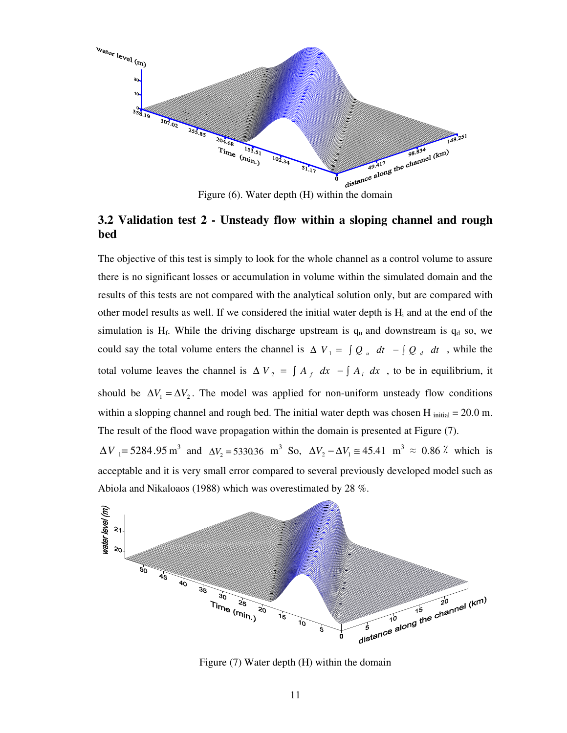Figure (6). Water depth (H) within the domain

## 3.2 Validation test 2 - Unsteady flow within a sloping channel and rough bed

The objective of this test is simply to look for the whole channel as a control volume to assure there is no significant losses or accumulation in volume within the simulated domain and the results of this tests are not compared with the analytical solution only, but are compared with other model results as well. If we considered the initial water depth is $H_i$ and at the end of the simulation is $H_f$. While the driving discharge upstream is $q_u$ and downstream is $q_d$ so, we could say the total volume enters the channel is $\Delta V_1 = \int Q_u \, dt - \int Q_d \, dt$ , while the total volume leaves the channel is $\Delta V_2 = \int A_f \, dx - \int A_i \, dx$ , to be in equilibrium, it should be $\Delta V_1 = \Delta V_2$. The model was applied for non-uniform unsteady flow conditions within a slopping channel and rough bed. The initial water depth was chosen $H_{initial} = 20.0$ m. The result of the flood wave propagation within the domain is presented at Figure (7).

$\Delta V_1 = 5284.95 \text{ m}^3$ and $\Delta V_2 = 5330.36 \text{ m}^3$ So, $\Delta V_2 - \Delta V_1 \cong 45.41 \text{ m}^3 \approx 0.86\,\%$ which is acceptable and it is very small error compared to several previously developed model such as Abiola and Nikaloaos (1988) which was overestimated by 28 %.

Figure (7) Water depth (H) within the domain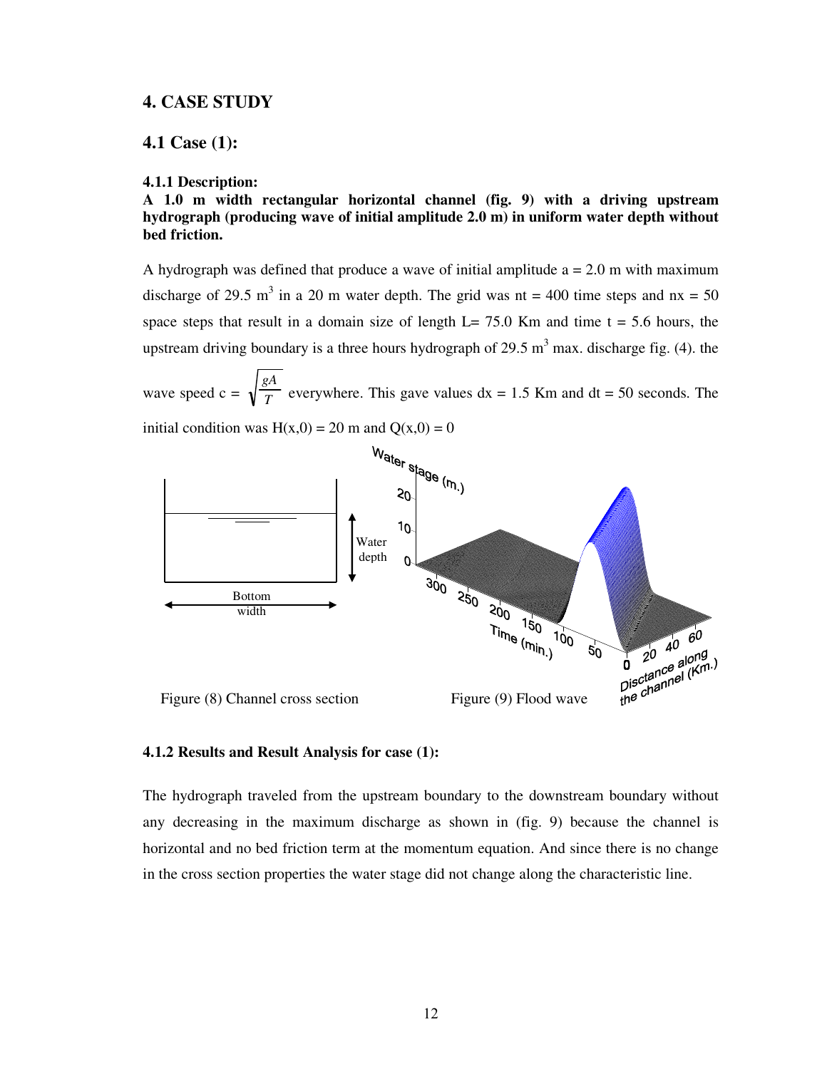## 4. CASE STUDY

### 4.1 Case (1):

#### 4.1.1 Description:

**A 1.0 m width rectangular horizontal channel (fig. 9) with a driving upstream hydrograph (producing wave of initial amplitude 2.0 m) in uniform water depth without bed friction.**

A hydrograph was defined that produce a wave of initial amplitude a = 2.0 m with maximum discharge of 29.5 $m^3$ in a 20 m water depth. The grid was nt = 400 time steps and nx = 50 space steps that result in a domain size of length L= 75.0 Km and time t = 5.6 hours, the upstream driving boundary is a three hours hydrograph of 29.5 $m^3$ max. discharge fig. (4). the wave speed c = $\sqrt{\frac{gA}{T}}$ everywhere. This gave values dx = 1.5 Km and dt = 50 seconds. The initial condition was H(x,0) = 20 m and Q(x,0) = 0

Figure (8) Channel cross section

Figure (9) Flood wave

#### 4.1.2 Results and Result Analysis for case (1):

The hydrograph traveled from the upstream boundary to the downstream boundary without any decreasing in the maximum discharge as shown in (fig. 9) because the channel is horizontal and no bed friction term at the momentum equation. And since there is no change in the cross section properties the water stage did not change along the characteristic line.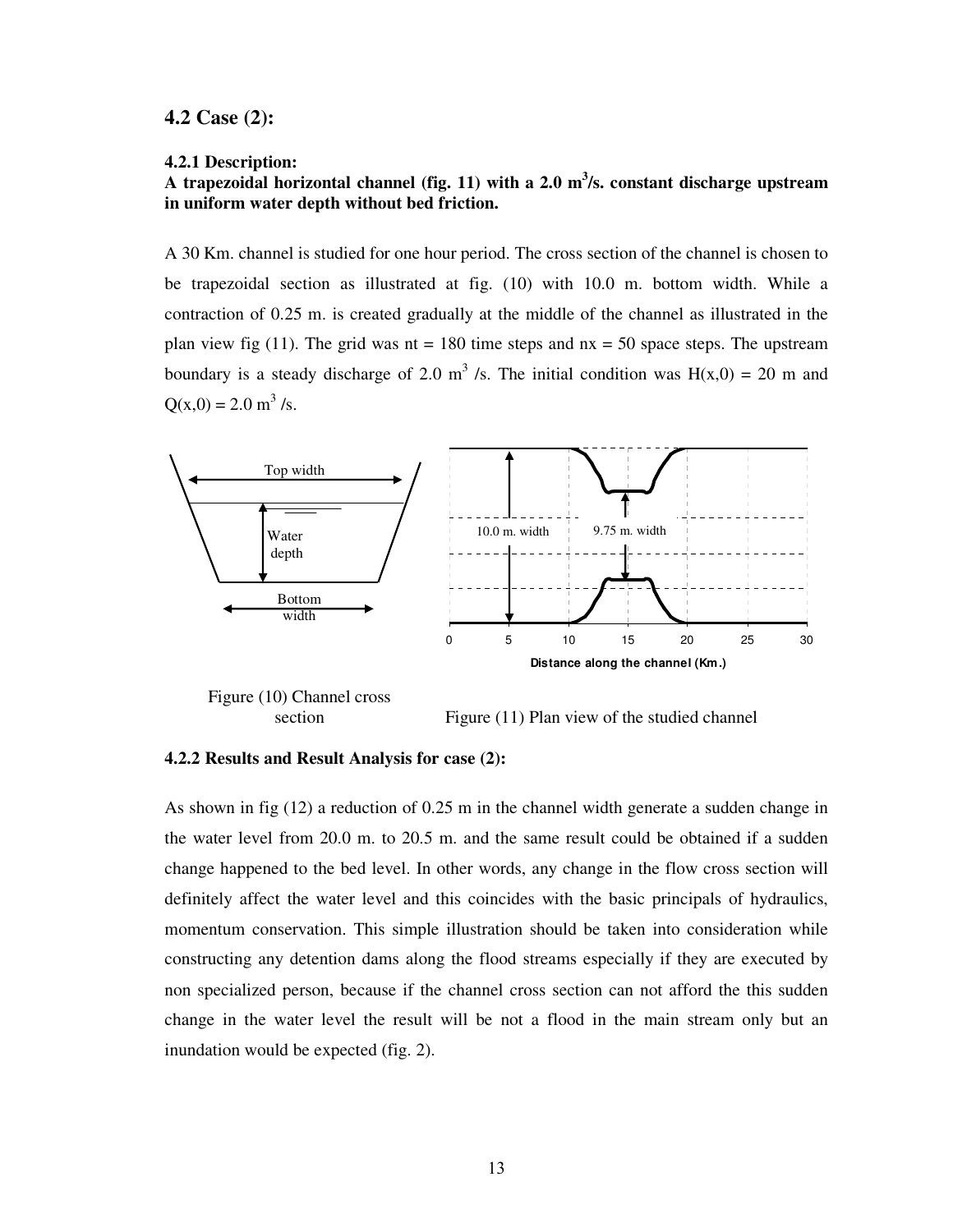## 4.2 Case (2):

### 4.2.1 Description:

**A trapezoidal horizontal channel (fig. 11) with a 2.0 $m^3$/s. constant discharge upstream in uniform water depth without bed friction.**

A 30 Km. channel is studied for one hour period. The cross section of the channel is chosen to be trapezoidal section as illustrated at fig. (10) with 10.0 m. bottom width. While a contraction of 0.25 m. is created gradually at the middle of the channel as illustrated in the plan view fig (11). The grid was nt = 180 time steps and nx = 50 space steps. The upstream boundary is a steady discharge of 2.0 $m^3$ /s. The initial condition was H(x,0) = 20 m and Q(x,0) = 2.0 $m^3$ /s.

Figure (10) Channel cross section

Figure (11) Plan view of the studied channel

### 4.2.2 Results and Result Analysis for case (2):

As shown in fig (12) a reduction of 0.25 m in the channel width generate a sudden change in the water level from 20.0 m. to 20.5 m. and the same result could be obtained if a sudden change happened to the bed level. In other words, any change in the flow cross section will definitely affect the water level and this coincides with the basic principals of hydraulics, momentum conservation. This simple illustration should be taken into consideration while constructing any detention dams along the flood streams especially if they are executed by non specialized person, because if the channel cross section can not afford the this sudden change in the water level the result will be not a flood in the main stream only but an inundation would be expected (fig. 2).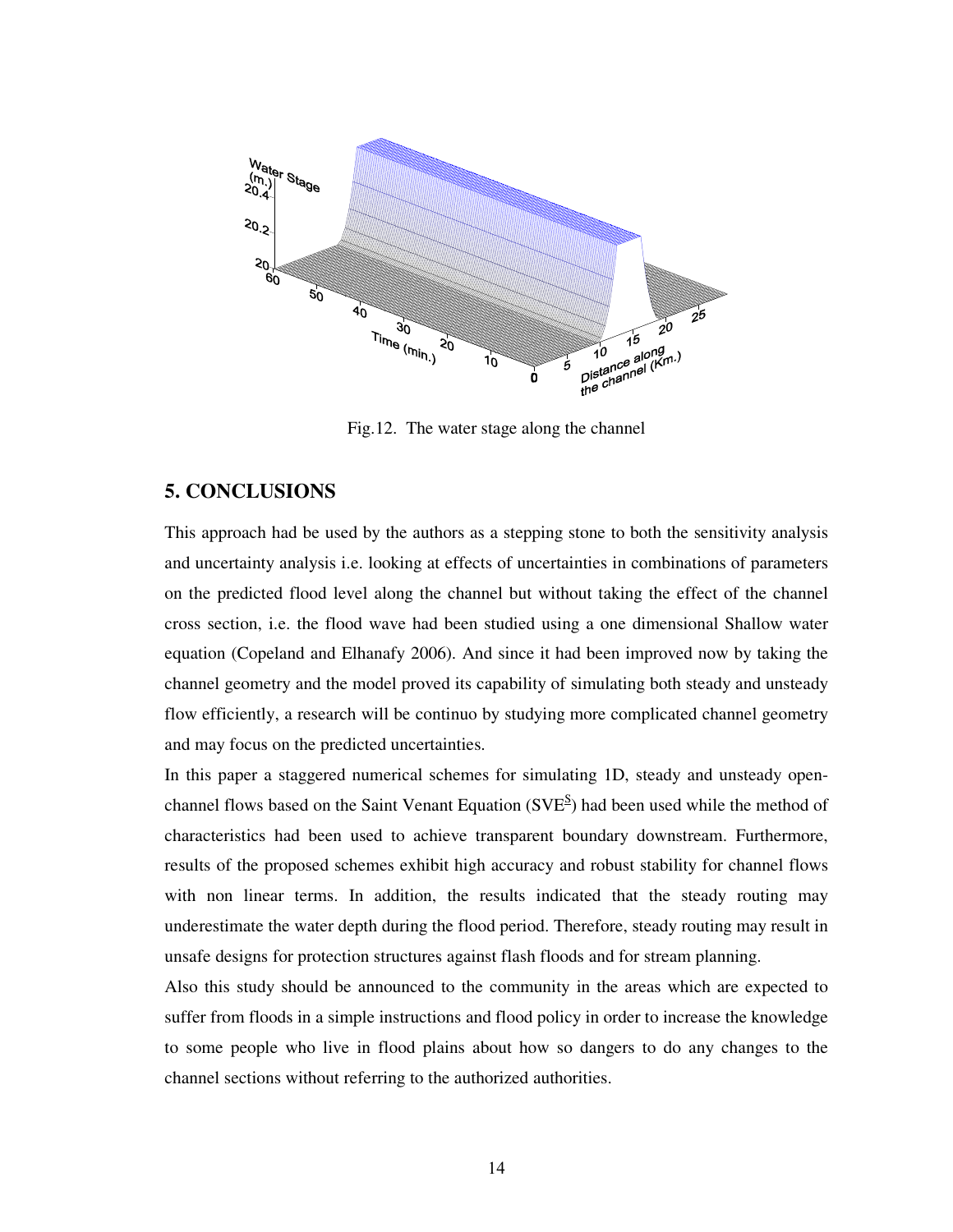Fig.12. The water stage along the channel

## 5. CONCLUSIONS

This approach had be used by the authors as a stepping stone to both the sensitivity analysis and uncertainty analysis i.e. looking at effects of uncertainties in combinations of parameters on the predicted flood level along the channel but without taking the effect of the channel cross section, i.e. the flood wave had been studied using a one dimensional Shallow water equation (Copeland and Elhanafy 2006). And since it had been improved now by taking the channel geometry and the model proved its capability of simulating both steady and unsteady flow efficiently, a research will be continuo by studying more complicated channel geometry and may focus on the predicted uncertainties.

In this paper a staggered numerical schemes for simulating 1D, steady and unsteady open-channel flows based on the Saint Venant Equation (SVE$^{\underline{S}}$) had been used while the method of characteristics had been used to achieve transparent boundary downstream. Furthermore, results of the proposed schemes exhibit high accuracy and robust stability for channel flows with non linear terms. In addition, the results indicated that the steady routing may underestimate the water depth during the flood period. Therefore, steady routing may result in unsafe designs for protection structures against flash floods and for stream planning.

Also this study should be announced to the community in the areas which are expected to suffer from floods in a simple instructions and flood policy in order to increase the knowledge to some people who live in flood plains about how so dangers to do any changes to the channel sections without referring to the authorized authorities.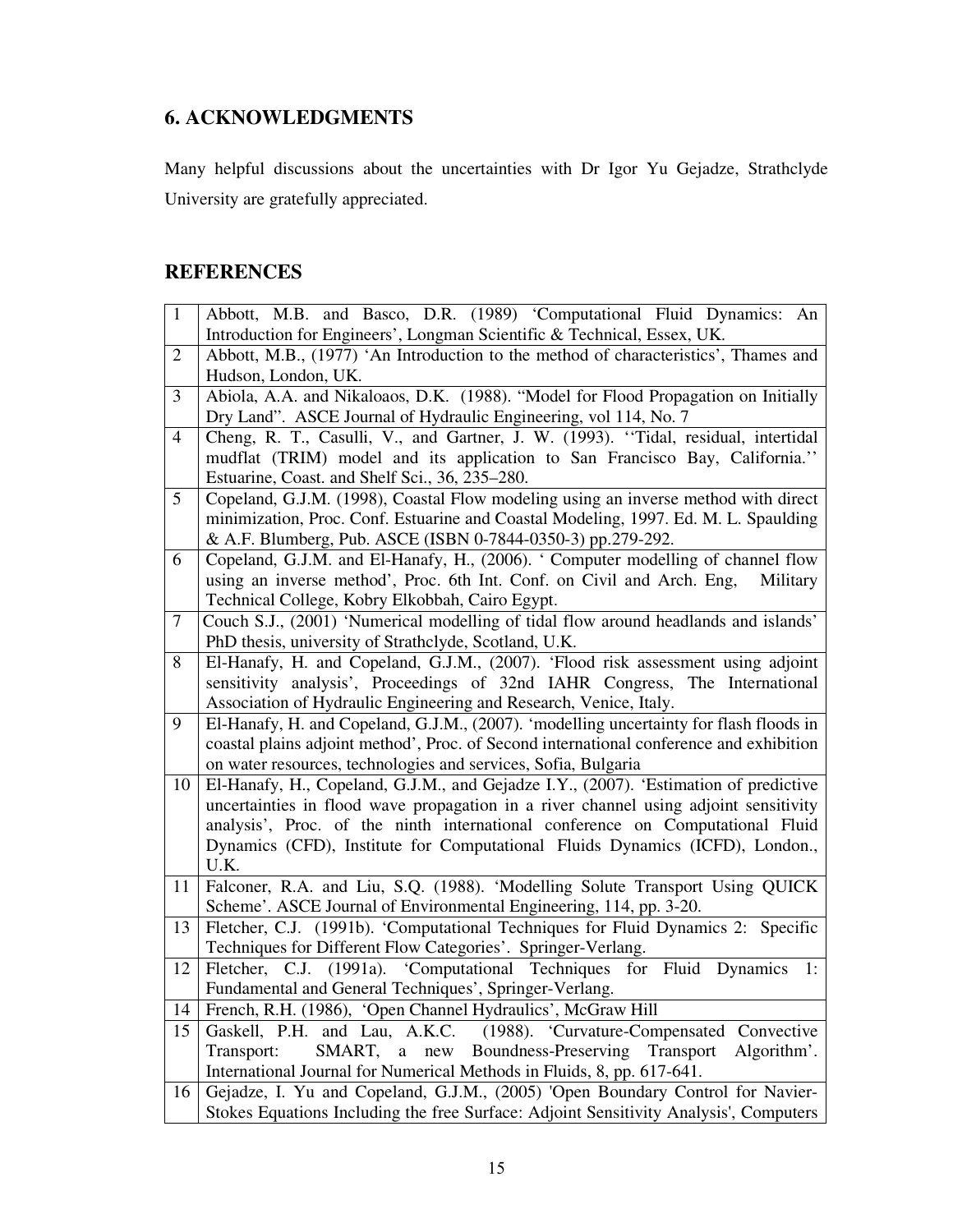## 6. ACKNOWLEDGMENTS

Many helpful discussions about the uncertainties with Dr Igor Yu Gejadze, Strathclyde University are gratefully appreciated.

## REFERENCES

| | |
|---|---|
| 1 | Abbott, M.B. and Basco, D.R. (1989) 'Computational Fluid Dynamics: An Introduction for Engineers', Longman Scientific & Technical, Essex, UK. |
| 2 | Abbott, M.B., (1977) 'An Introduction to the method of characteristics', Thames and Hudson, London, UK. |
| 3 | Abiola, A.A. and Nikaloaos, D.K. (1988). "Model for Flood Propagation on Initially Dry Land". ASCE Journal of Hydraulic Engineering, vol 114, No. 7 |
| 4 | Cheng, R. T., Casulli, V., and Gartner, J. W. (1993). ''Tidal, residual, intertidal mudflat (TRIM) model and its application to San Francisco Bay, California.'' Estuarine, Coast. and Shelf Sci., 36, 235–280. |
| 5 | Copeland, G.J.M. (1998), Coastal Flow modeling using an inverse method with direct minimization, Proc. Conf. Estuarine and Coastal Modeling, 1997. Ed. M. L. Spaulding & A.F. Blumberg, Pub. ASCE (ISBN 0-7844-0350-3) pp.279-292. |
| 6 | Copeland, G.J.M. and El-Hanafy, H., (2006). ' Computer modelling of channel flow using an inverse method', Proc. 6th Int. Conf. on Civil and Arch. Eng, Military Technical College, Kobry Elkobbah, Cairo Egypt. |
| 7 | Couch S.J., (2001) 'Numerical modelling of tidal flow around headlands and islands' PhD thesis, university of Strathclyde, Scotland, U.K. |
| 8 | El-Hanafy, H. and Copeland, G.J.M., (2007). 'Flood risk assessment using adjoint sensitivity analysis', Proceedings of 32nd IAHR Congress, The International Association of Hydraulic Engineering and Research, Venice, Italy. |
| 9 | El-Hanafy, H. and Copeland, G.J.M., (2007). 'modelling uncertainty for flash floods in coastal plains adjoint method', Proc. of Second international conference and exhibition on water resources, technologies and services, Sofia, Bulgaria |
| 10 | El-Hanafy, H., Copeland, G.J.M., and Gejadze I.Y., (2007). 'Estimation of predictive uncertainties in flood wave propagation in a river channel using adjoint sensitivity analysis', Proc. of the ninth international conference on Computational Fluid Dynamics (CFD), Institute for Computational Fluids Dynamics (ICFD), London., U.K. |
| 11 | Falconer, R.A. and Liu, S.Q. (1988). 'Modelling Solute Transport Using QUICK Scheme'. ASCE Journal of Environmental Engineering, 114, pp. 3-20. |
| 13 | Fletcher, C.J. (1991b). 'Computational Techniques for Fluid Dynamics 2: Specific Techniques for Different Flow Categories'. Springer-Verlang. |
| 12 | Fletcher, C.J. (1991a). 'Computational Techniques for Fluid Dynamics 1: Fundamental and General Techniques', Springer-Verlang. |
| 14 | French, R.H. (1986), 'Open Channel Hydraulics', McGraw Hill |
| 15 | Gaskell, P.H. and Lau, A.K.C. (1988). 'Curvature-Compensated Convective Transport: SMART, a new Boundness-Preserving Transport Algorithm'. International Journal for Numerical Methods in Fluids, 8, pp. 617-641. |
| 16 | Gejadze, I. Yu and Copeland, G.J.M., (2005) 'Open Boundary Control for Navier-Stokes Equations Including the free Surface: Adjoint Sensitivity Analysis', Computers |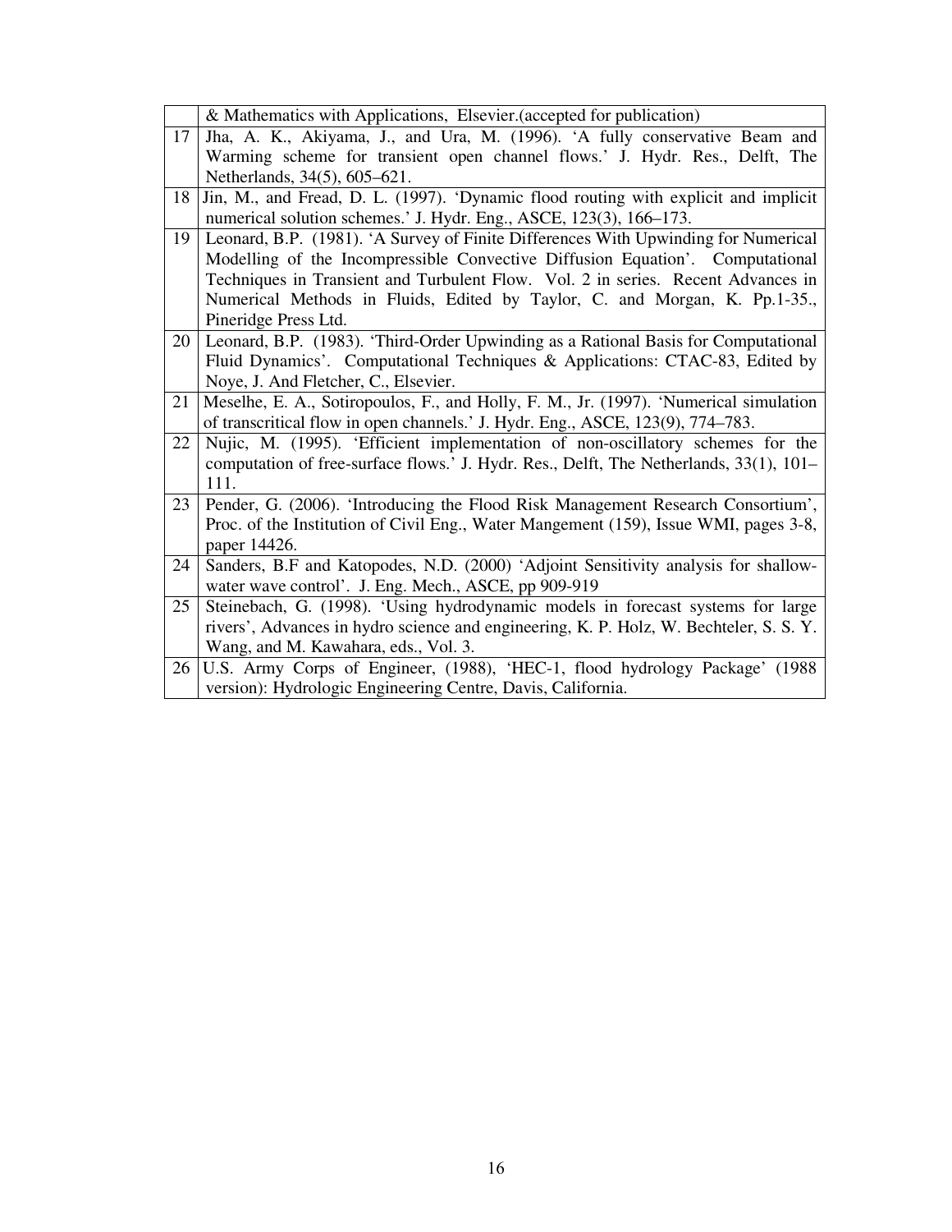| | |
|---|---|
| | & Mathematics with Applications, Elsevier.(accepted for publication) |
| 17 | Jha, A. K., Akiyama, J., and Ura, M. (1996). 'A fully conservative Beam and Warming scheme for transient open channel flows.' J. Hydr. Res., Delft, The Netherlands, 34(5), 605–621. |
| 18 | Jin, M., and Fread, D. L. (1997). 'Dynamic flood routing with explicit and implicit numerical solution schemes.' J. Hydr. Eng., ASCE, 123(3), 166–173. |
| 19 | Leonard, B.P. (1981). 'A Survey of Finite Differences With Upwinding for Numerical Modelling of the Incompressible Convective Diffusion Equation'. Computational Techniques in Transient and Turbulent Flow. Vol. 2 in series. Recent Advances in Numerical Methods in Fluids, Edited by Taylor, C. and Morgan, K. Pp.1-35., Pineridge Press Ltd. |
| 20 | Leonard, B.P. (1983). 'Third-Order Upwinding as a Rational Basis for Computational Fluid Dynamics'. Computational Techniques & Applications: CTAC-83, Edited by Noye, J. And Fletcher, C., Elsevier. |
| 21 | Meselhe, E. A., Sotiropoulos, F., and Holly, F. M., Jr. (1997). 'Numerical simulation of transcritical flow in open channels.' J. Hydr. Eng., ASCE, 123(9), 774–783. |
| 22 | Nujic, M. (1995). 'Efficient implementation of non-oscillatory schemes for the computation of free-surface flows.' J. Hydr. Res., Delft, The Netherlands, 33(1), 101–111. |
| 23 | Pender, G. (2006). 'Introducing the Flood Risk Management Research Consortium', Proc. of the Institution of Civil Eng., Water Mangement (159), Issue WMI, pages 3-8, paper 14426. |
| 24 | Sanders, B.F and Katopodes, N.D. (2000) 'Adjoint Sensitivity analysis for shallow-water wave control'. J. Eng. Mech., ASCE, pp 909-919 |
| 25 | Steinebach, G. (1998). 'Using hydrodynamic models in forecast systems for large rivers', Advances in hydro science and engineering, K. P. Holz, W. Bechteler, S. S. Y. Wang, and M. Kawahara, eds., Vol. 3. |
| 26 | U.S. Army Corps of Engineer, (1988), 'HEC-1, flood hydrology Package' (1988 version): Hydrologic Engineering Centre, Davis, California. |